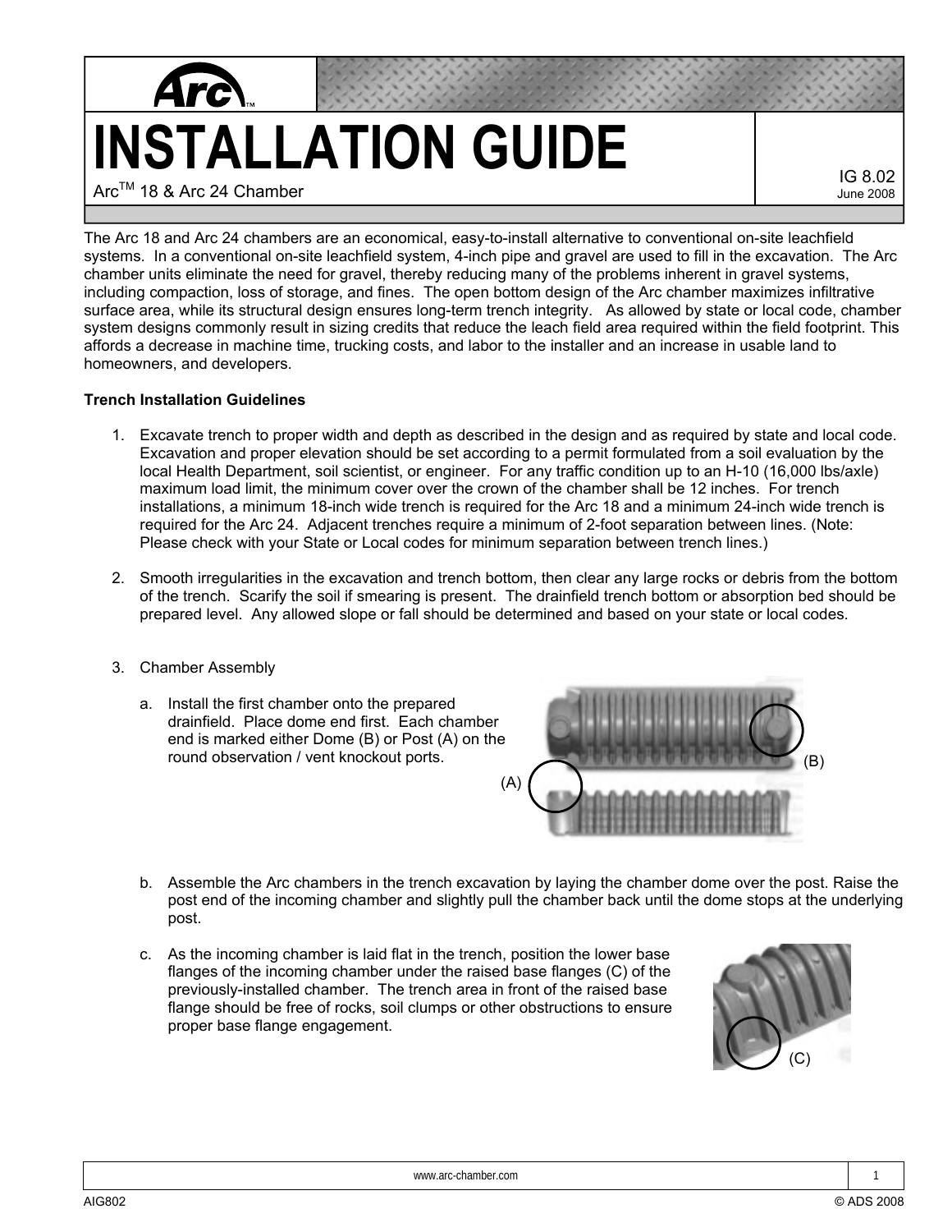Arc™

# INSTALLATION GUIDE

Arc™ 18 & Arc 24 Chamber

IG 8.02
June 2008

The Arc 18 and Arc 24 chambers are an economical, easy-to-install alternative to conventional on-site leachfield systems. In a conventional on-site leachfield system, 4-inch pipe and gravel are used to fill in the excavation. The Arc chamber units eliminate the need for gravel, thereby reducing many of the problems inherent in gravel systems, including compaction, loss of storage, and fines. The open bottom design of the Arc chamber maximizes infiltrative surface area, while its structural design ensures long-term trench integrity. As allowed by state or local code, chamber system designs commonly result in sizing credits that reduce the leach field area required within the field footprint. This affords a decrease in machine time, trucking costs, and labor to the installer and an increase in usable land to homeowners, and developers.

**Trench Installation Guidelines**

1. Excavate trench to proper width and depth as described in the design and as required by state and local code. Excavation and proper elevation should be set according to a permit formulated from a soil evaluation by the local Health Department, soil scientist, or engineer. For any traffic condition up to an H-10 (16,000 lbs/axle) maximum load limit, the minimum cover over the crown of the chamber shall be 12 inches. For trench installations, a minimum 18-inch wide trench is required for the Arc 18 and a minimum 24-inch wide trench is required for the Arc 24. Adjacent trenches require a minimum of 2-foot separation between lines. (Note: Please check with your State or Local codes for minimum separation between trench lines.)

2. Smooth irregularities in the excavation and trench bottom, then clear any large rocks or debris from the bottom of the trench. Scarify the soil if smearing is present. The drainfield trench bottom or absorption bed should be prepared level. Any allowed slope or fall should be determined and based on your state or local codes.

3. Chamber Assembly

   a. Install the first chamber onto the prepared drainfield. Place dome end first. Each chamber end is marked either Dome (B) or Post (A) on the round observation / vent knockout ports.

   (A) (B)

   b. Assemble the Arc chambers in the trench excavation by laying the chamber dome over the post. Raise the post end of the incoming chamber and slightly pull the chamber back until the dome stops at the underlying post.

   c. As the incoming chamber is laid flat in the trench, position the lower base flanges of the incoming chamber under the raised base flanges (C) of the previously-installed chamber. The trench area in front of the raised base flange should be free of rocks, soil clumps or other obstructions to ensure proper base flange engagement.

   (C)

AIG802 © ADS 2008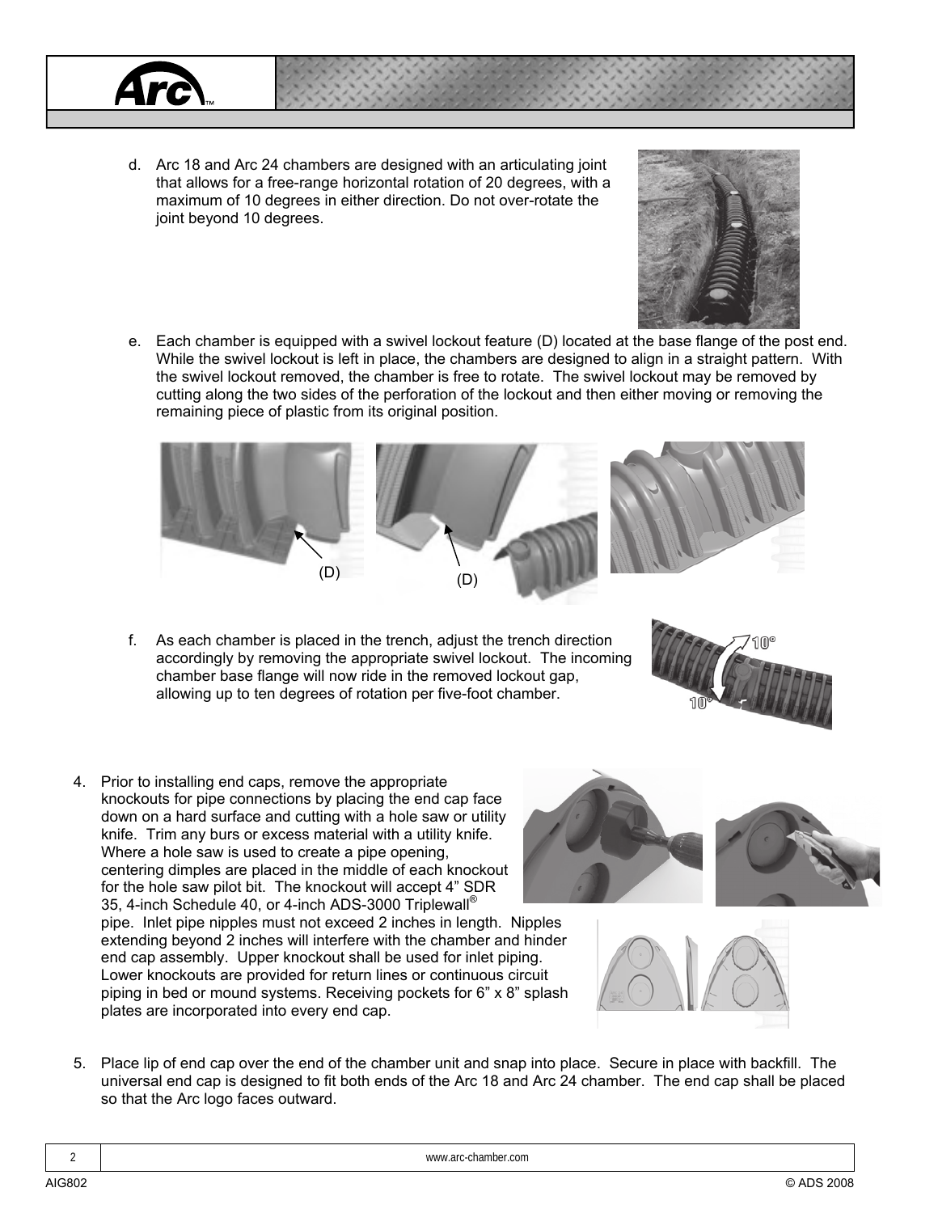d. Arc 18 and Arc 24 chambers are designed with an articulating joint that allows for a free-range horizontal rotation of 20 degrees, with a maximum of 10 degrees in either direction. Do not over-rotate the joint beyond 10 degrees.

e. Each chamber is equipped with a swivel lockout feature (D) located at the base flange of the post end. While the swivel lockout is left in place, the chambers are designed to align in a straight pattern. With the swivel lockout removed, the chamber is free to rotate. The swivel lockout may be removed by cutting along the two sides of the perforation of the lockout and then either moving or removing the remaining piece of plastic from its original position.

(D) (D)

f. As each chamber is placed in the trench, adjust the trench direction accordingly by removing the appropriate swivel lockout. The incoming chamber base flange will now ride in the removed lockout gap, allowing up to ten degrees of rotation per five-foot chamber.

4. Prior to installing end caps, remove the appropriate knockouts for pipe connections by placing the end cap face down on a hard surface and cutting with a hole saw or utility knife. Trim any burs or excess material with a utility knife. Where a hole saw is used to create a pipe opening, centering dimples are placed in the middle of each knockout for the hole saw pilot bit. The knockout will accept 4" SDR 35, 4-inch Schedule 40, or 4-inch ADS-3000 Triplewall® pipe. Inlet pipe nipples must not exceed 2 inches in length. Nipples extending beyond 2 inches will interfere with the chamber and hinder end cap assembly. Upper knockout shall be used for inlet piping. Lower knockouts are provided for return lines or continuous circuit piping in bed or mound systems. Receiving pockets for 6" x 8" splash plates are incorporated into every end cap.

5. Place lip of end cap over the end of the chamber unit and snap into place. Secure in place with backfill. The universal end cap is designed to fit both ends of the Arc 18 and Arc 24 chamber. The end cap shall be placed so that the Arc logo faces outward.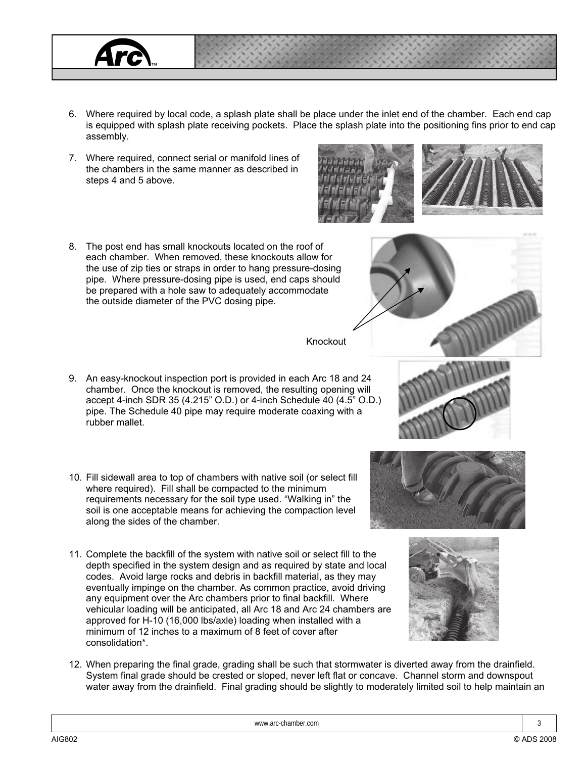6. Where required by local code, a splash plate shall be place under the inlet end of the chamber. Each end cap is equipped with splash plate receiving pockets. Place the splash plate into the positioning fins prior to end cap assembly.

7. Where required, connect serial or manifold lines of the chambers in the same manner as described in steps 4 and 5 above.

8. The post end has small knockouts located on the roof of each chamber. When removed, these knockouts allow for the use of zip ties or straps in order to hang pressure-dosing pipe. Where pressure-dosing pipe is used, end caps should be prepared with a hole saw to adequately accommodate the outside diameter of the PVC dosing pipe.

Knockout

9. An easy-knockout inspection port is provided in each Arc 18 and 24 chamber. Once the knockout is removed, the resulting opening will accept 4-inch SDR 35 (4.215" O.D.) or 4-inch Schedule 40 (4.5" O.D.) pipe. The Schedule 40 pipe may require moderate coaxing with a rubber mallet.

10. Fill sidewall area to top of chambers with native soil (or select fill where required). Fill shall be compacted to the minimum requirements necessary for the soil type used. "Walking in" the soil is one acceptable means for achieving the compaction level along the sides of the chamber.

11. Complete the backfill of the system with native soil or select fill to the depth specified in the system design and as required by state and local codes. Avoid large rocks and debris in backfill material, as they may eventually impinge on the chamber. As common practice, avoid driving any equipment over the Arc chambers prior to final backfill. Where vehicular loading will be anticipated, all Arc 18 and Arc 24 chambers are approved for H-10 (16,000 lbs/axle) loading when installed with a minimum of 12 inches to a maximum of 8 feet of cover after consolidation*.

12. When preparing the final grade, grading shall be such that stormwater is diverted away from the drainfield. System final grade should be crested or sloped, never left flat or concave. Channel storm and downspout water away from the drainfield. Final grading should be slightly to moderately limited soil to help maintain an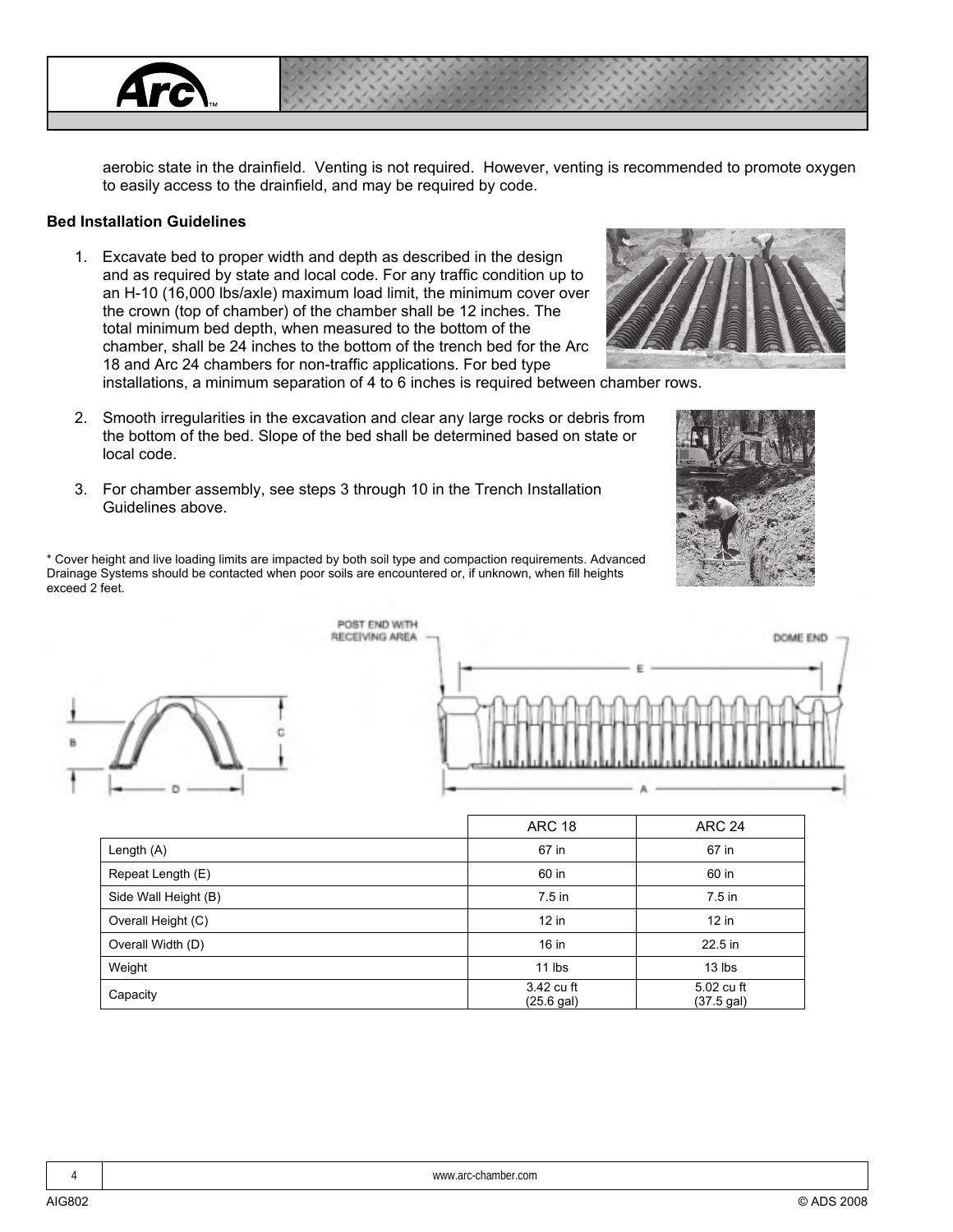aerobic state in the drainfield. Venting is not required. However, venting is recommended to promote oxygen to easily access to the drainfield, and may be required by code.

**Bed Installation Guidelines**

1. Excavate bed to proper width and depth as described in the design and as required by state and local code. For any traffic condition up to an H-10 (16,000 lbs/axle) maximum load limit, the minimum cover over the crown (top of chamber) of the chamber shall be 12 inches. The total minimum bed depth, when measured to the bottom of the chamber, shall be 24 inches to the bottom of the trench bed for the Arc 18 and Arc 24 chambers for non-traffic applications. For bed type installations, a minimum separation of 4 to 6 inches is required between chamber rows.

2. Smooth irregularities in the excavation and clear any large rocks or debris from the bottom of the bed. Slope of the bed shall be determined based on state or local code.

3. For chamber assembly, see steps 3 through 10 in the Trench Installation Guidelines above.

\* Cover height and live loading limits are impacted by both soil type and compaction requirements. Advanced Drainage Systems should be contacted when poor soils are encountered or, if unknown, when fill heights exceed 2 feet.

POST END WITH RECEIVING AREA

DOME END

B C D E A

| | ARC 18 | ARC 24 |
|---|---|---|
| Length (A) | 67 in | 67 in |
| Repeat Length (E) | 60 in | 60 in |
| Side Wall Height (B) | 7.5 in | 7.5 in |
| Overall Height (C) | 12 in | 12 in |
| Overall Width (D) | 16 in | 22.5 in |
| Weight | 11 lbs | 13 lbs |
| Capacity | 3.42 cu ft (25.6 gal) | 5.02 cu ft (37.5 gal) |